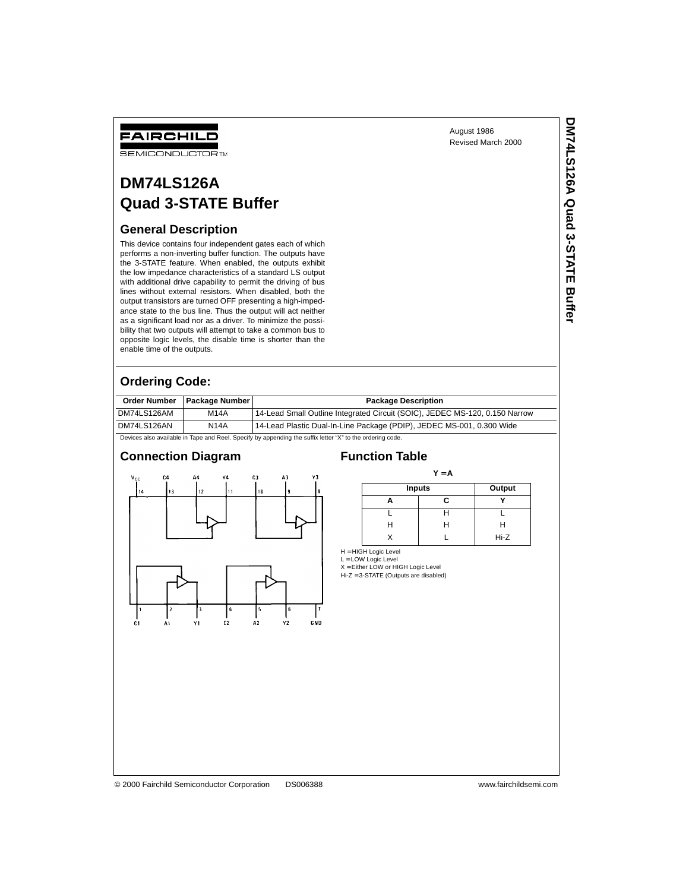FAIRCHILD

SEMICONDUCTOR™

August 1986
Revised March 2000

# DM74LS126A Quad 3-STATE Buffer

## General Description

This device contains four independent gates each of which performs a non-inverting buffer function. The outputs have the 3-STATE feature. When enabled, the outputs exhibit the low impedance characteristics of a standard LS output with additional drive capability to permit the driving of bus lines without external resistors. When disabled, both the output transistors are turned OFF presenting a high-impedance state to the bus line. Thus the output will act neither as a significant load nor as a driver. To minimize the possibility that two outputs will attempt to take a common bus to opposite logic levels, the disable time is shorter than the enable time of the outputs.

## Ordering Code:

| Order Number | Package Number | Package Description |
|---|---|---|
| DM74LS126AM | M14A | 14-Lead Small Outline Integrated Circuit (SOIC), JEDEC MS-120, 0.150 Narrow |
| DM74LS126AN | N14A | 14-Lead Plastic Dual-In-Line Package (PDIP), JEDEC MS-001, 0.300 Wide |

Devices also available in Tape and Reel. Specify by appending the suffix letter "X" to the ordering code.

## Connection Diagram

$V_{CC}$ (14), C4 (13), A4 (12), Y4 (11), C3 (10), A3 (9), Y3 (8)

C1 (1), A1 (2), Y1 (3), C2 (4), A2 (5), Y2 (6), GND (7)

## Function Table

Y = A

| Inputs | | Output |
|---|---|---|
| A | C | Y |
| L | H | L |
| H | H | H |
| X | L | Hi-Z |

H = HIGH Logic Level
L = LOW Logic Level
X = Either LOW or HIGH Logic Level
Hi-Z = 3-STATE (Outputs are disabled)

© 2000 Fairchild Semiconductor Corporation DS006388 www.fairchildsemi.com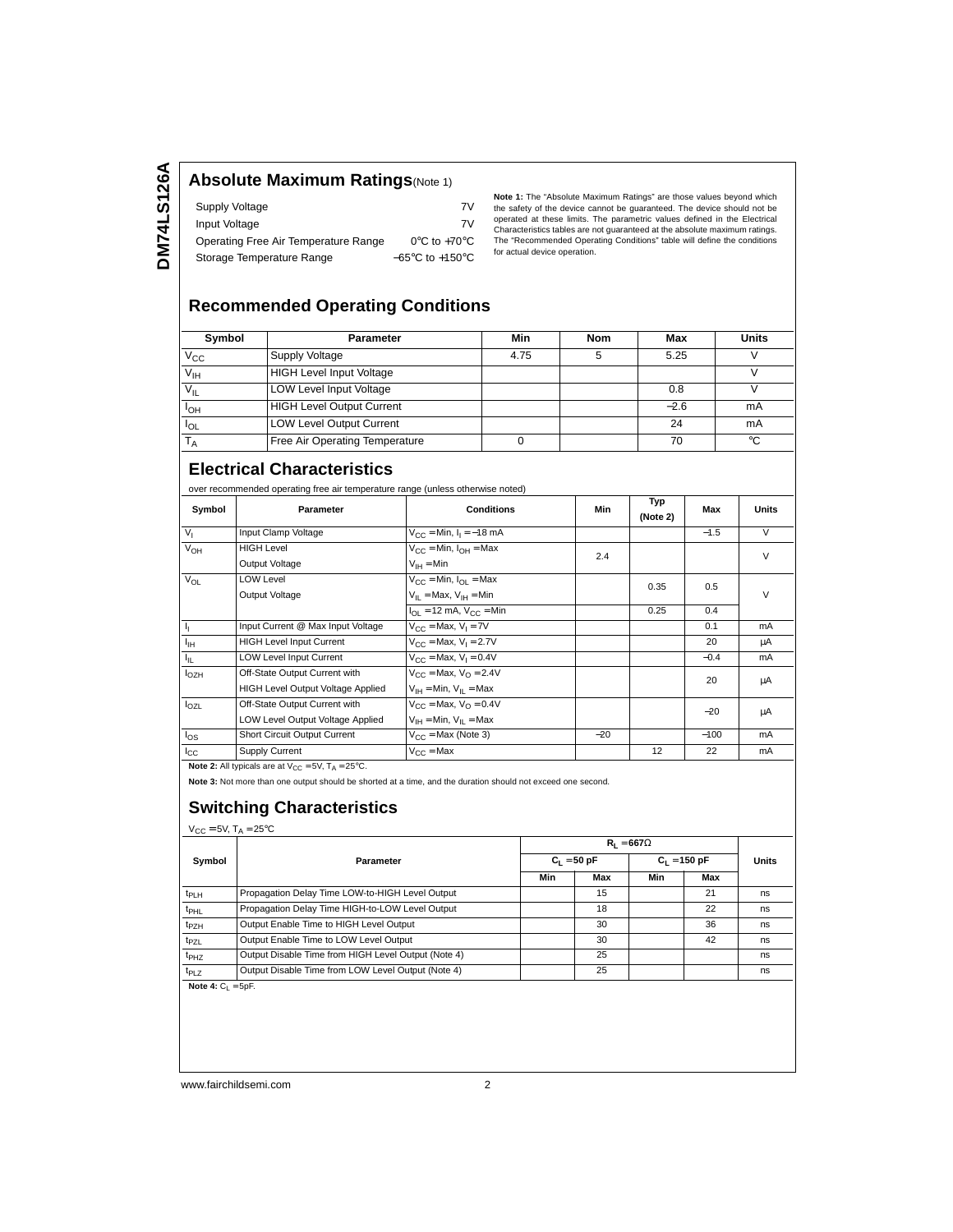## Absolute Maximum Ratings (Note 1)

| | |
|---|---|
| Supply Voltage | 7V |
| Input Voltage | 7V |
| Operating Free Air Temperature Range | 0°C to +70°C |
| Storage Temperature Range | −65°C to +150°C |

**Note 1:** The "Absolute Maximum Ratings" are those values beyond which the safety of the device cannot be guaranteed. The device should not be operated at these limits. The parametric values defined in the Electrical Characteristics tables are not guaranteed at the absolute maximum ratings. The "Recommended Operating Conditions" table will define the conditions for actual device operation.

## Recommended Operating Conditions

| Symbol | Parameter | Min | Nom | Max | Units |
|---|---|---|---|---|---|
| $V_{CC}$ | Supply Voltage | 4.75 | 5 | 5.25 | V |
| $V_{IH}$ | HIGH Level Input Voltage | | | | V |
| $V_{IL}$ | LOW Level Input Voltage | | | 0.8 | V |
| $I_{OH}$ | HIGH Level Output Current | | | −2.6 | mA |
| $I_{OL}$ | LOW Level Output Current | | | 24 | mA |
| $T_A$ | Free Air Operating Temperature | 0 | | 70 | °C |

## Electrical Characteristics

over recommended operating free air temperature range (unless otherwise noted)

| Symbol | Parameter | Conditions | Min | Typ (Note 2) | Max | Units |
|---|---|---|---|---|---|---|
| $V_I$ | Input Clamp Voltage | $V_{CC}$ = Min, $I_I$ = −18 mA | | | −1.5 | V |
| $V_{OH}$ | HIGH Level Output Voltage | $V_{CC}$ = Min, $I_{OH}$ = Max, $V_{IH}$ = Min | 2.4 | | | V |
| $V_{OL}$ | LOW Level Output Voltage | $V_{CC}$ = Min, $I_{OL}$ = Max, $V_{IL}$ = Max, $V_{IH}$ = Min | | 0.35 | 0.5 | V |
| | | $I_{OL}$ = 12 mA, $V_{CC}$ = Min | | 0.25 | 0.4 | |
| $I_I$ | Input Current @ Max Input Voltage | $V_{CC}$ = Max, $V_I$ = 7V | | | 0.1 | mA |
| $I_{IH}$ | HIGH Level Input Current | $V_{CC}$ = Max, $V_I$ = 2.7V | | | 20 | μA |
| $I_{IL}$ | LOW Level Input Current | $V_{CC}$ = Max, $V_I$ = 0.4V | | | −0.4 | mA |
| $I_{OZH}$ | Off-State Output Current with HIGH Level Output Voltage Applied | $V_{CC}$ = Max, $V_O$ = 2.4V, $V_{IH}$ = Min, $V_{IL}$ = Max | | | 20 | μA |
| $I_{OZL}$ | Off-State Output Current with LOW Level Output Voltage Applied | $V_{CC}$ = Max, $V_O$ = 0.4V, $V_{IH}$ = Min, $V_{IL}$ = Max | | | −20 | μA |
| $I_{OS}$ | Short Circuit Output Current | $V_{CC}$ = Max (Note 3) | −20 | | −100 | mA |
| $I_{CC}$ | Supply Current | $V_{CC}$ = Max | | 12 | 22 | mA |

**Note 2:** All typicals are at $V_{CC}$ = 5V, $T_A$ = 25°C.

**Note 3:** Not more than one output should be shorted at a time, and the duration should not exceed one second.

## Switching Characteristics

$V_{CC}$ = 5V, $T_A$ = 25°C

| Symbol | Parameter | $R_L$ = 667Ω | | | | Units |
|---|---|---|---|---|---|---|
| | | $C_L$ = 50 pF | | $C_L$ = 150 pF | | |
| | | Min | Max | Min | Max | |
| $t_{PLH}$ | Propagation Delay Time LOW-to-HIGH Level Output | | 15 | | 21 | ns |
| $t_{PHL}$ | Propagation Delay Time HIGH-to-LOW Level Output | | 18 | | 22 | ns |
| $t_{PZH}$ | Output Enable Time to HIGH Level Output | | 30 | | 36 | ns |
| $t_{PZL}$ | Output Enable Time to LOW Level Output | | 30 | | 42 | ns |
| $t_{PHZ}$ | Output Disable Time from HIGH Level Output (Note 4) | | 25 | | | ns |
| $t_{PLZ}$ | Output Disable Time from LOW Level Output (Note 4) | | 25 | | | ns |

**Note 4:** $C_L$ = 5pF.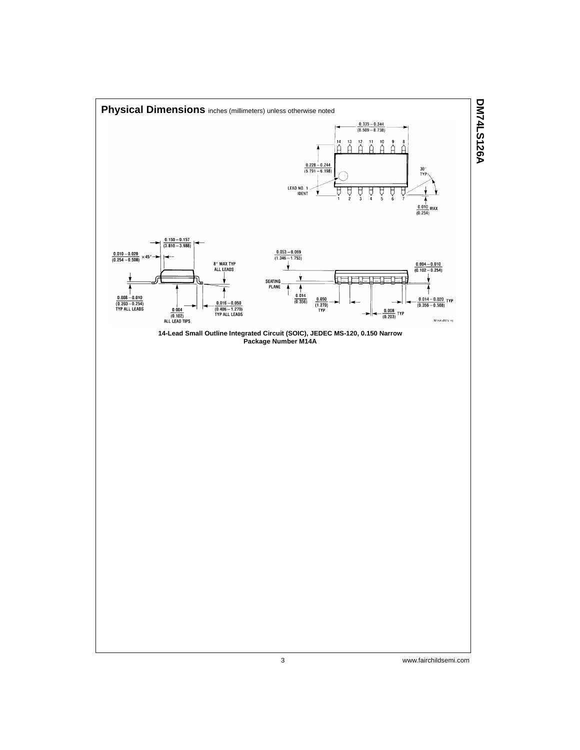## Physical Dimensions inches (millimeters) unless otherwise noted

14-Lead Small Outline Integrated Circuit (SOIC), JEDEC MS-120, 0.150 Narrow
Package Number M14A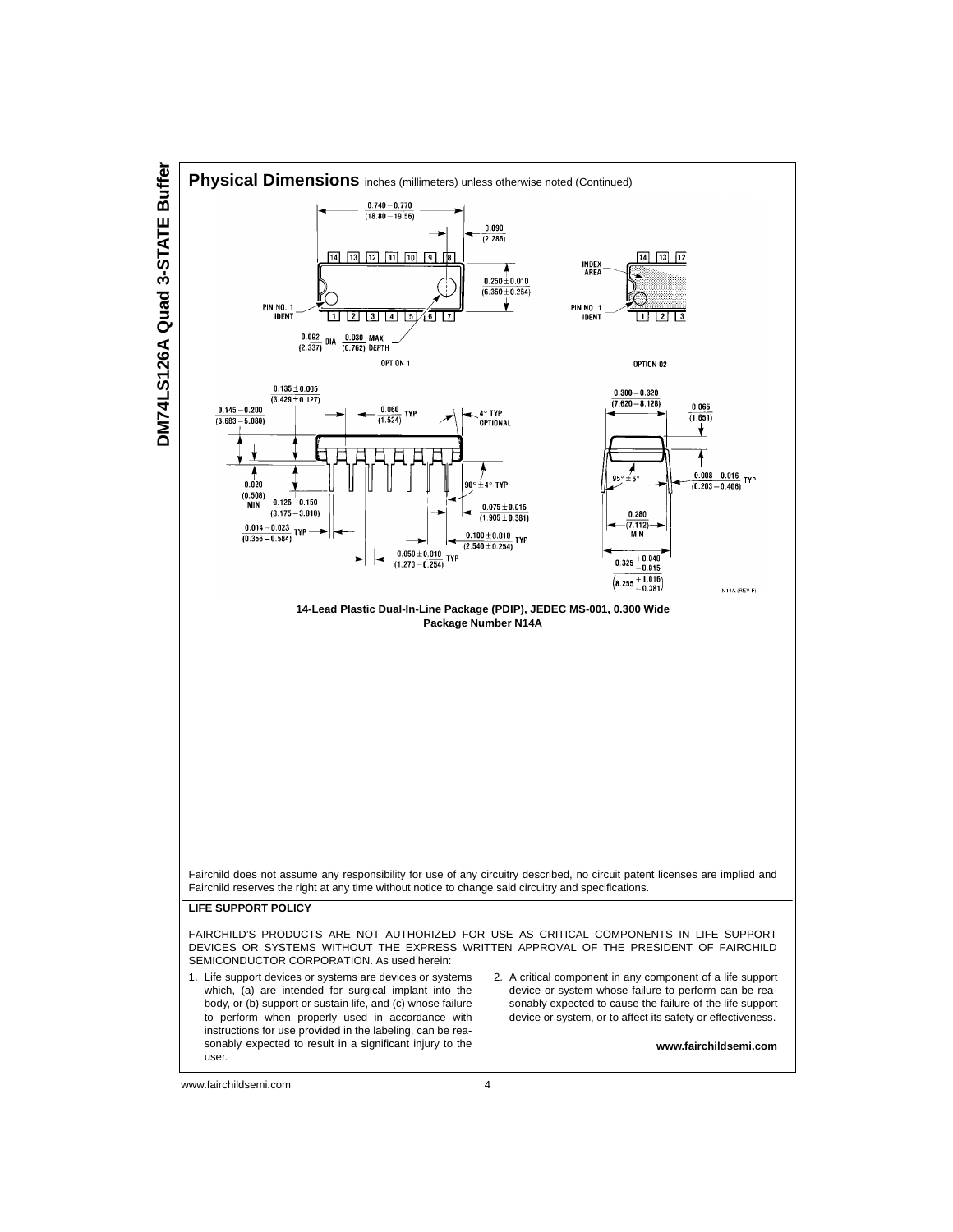## Physical Dimensions inches (millimeters) unless otherwise noted (Continued)

0.740 − 0.770
(18.80 − 19.56)

0.090
(2.286)

14 13 12 11 10 9 8

0.250 ± 0.010
(6.350 ± 0.254)

PIN NO. 1
IDENT

1 2 3 4 5 6 7

0.092 (2.337) DIA

0.030 (0.762) MAX DEPTH

OPTION 1

INDEX AREA

14 13 12

PIN NO. 1
IDENT

1 2 3

OPTION 02

0.135 ± 0.005
(3.429 ± 0.127)

0.145 − 0.200
(3.683 − 5.080)

0.060 (1.524) TYP

4° TYP OPTIONAL

0.020 (0.508) MIN

0.125 − 0.150
(3.175 − 3.810)

90° ± 4° TYP

0.075 ± 0.015
(1.905 ± 0.381)

0.014 − 0.023 TYP
(0.356 − 0.584)

0.100 ± 0.010 TYP
(2.540 ± 0.254)

0.050 ± 0.010 TYP
(1.270 − 0.254)

0.300 − 0.320
(7.620 − 8.128)

0.065
(1.651)

95° ± 5°

0.008 − 0.016 TYP
(0.203 − 0.406)

0.280
(7.112)
MIN

$0.325 \begin{smallmatrix} +0.040 \\ -0.015 \end{smallmatrix}$

$\left(8.255 \begin{smallmatrix} +1.016 \\ -0.381 \end{smallmatrix}\right)$

N14A (REV F)

**14-Lead Plastic Dual-In-Line Package (PDIP), JEDEC MS-001, 0.300 Wide**
**Package Number N14A**

Fairchild does not assume any responsibility for use of any circuitry described, no circuit patent licenses are implied and Fairchild reserves the right at any time without notice to change said circuitry and specifications.

**LIFE SUPPORT POLICY**

FAIRCHILD'S PRODUCTS ARE NOT AUTHORIZED FOR USE AS CRITICAL COMPONENTS IN LIFE SUPPORT DEVICES OR SYSTEMS WITHOUT THE EXPRESS WRITTEN APPROVAL OF THE PRESIDENT OF FAIRCHILD SEMICONDUCTOR CORPORATION. As used herein:

1. Life support devices or systems are devices or systems which, (a) are intended for surgical implant into the body, or (b) support or sustain life, and (c) whose failure to perform when properly used in accordance with instructions for use provided in the labeling, can be reasonably expected to result in a significant injury to the user.

2. A critical component in any component of a life support device or system whose failure to perform can be reasonably expected to cause the failure of the life support device or system, or to affect its safety or effectiveness.

**www.fairchildsemi.com**